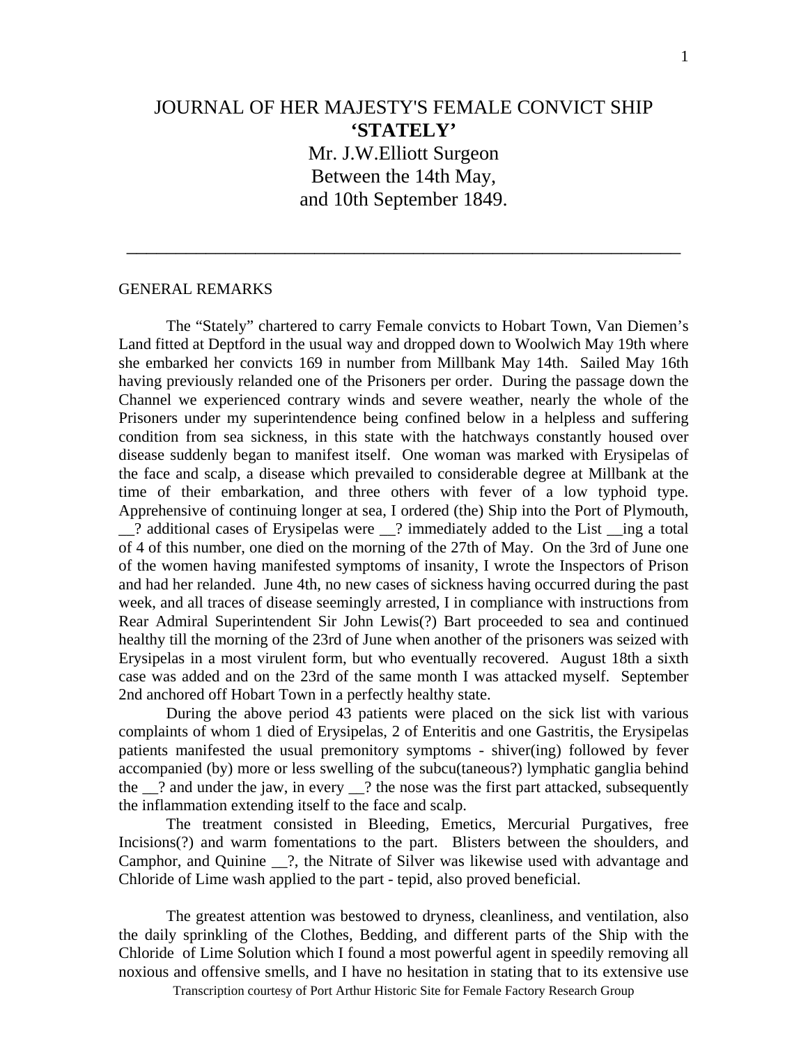# JOURNAL OF HER MAJESTY'S FEMALE CONVICT SHIP **'STATELY'**

Mr. J.W.Elliott Surgeon
Between the 14th May,
and 10th September 1849.

---

## GENERAL REMARKS

The "Stately" chartered to carry Female convicts to Hobart Town, Van Diemen's Land fitted at Deptford in the usual way and dropped down to Woolwich May 19th where she embarked her convicts 169 in number from Millbank May 14th. Sailed May 16th having previously relanded one of the Prisoners per order. During the passage down the Channel we experienced contrary winds and severe weather, nearly the whole of the Prisoners under my superintendence being confined below in a helpless and suffering condition from sea sickness, in this state with the hatchways constantly housed over disease suddenly began to manifest itself. One woman was marked with Erysipelas of the face and scalp, a disease which prevailed to considerable degree at Millbank at the time of their embarkation, and three others with fever of a low typhoid type. Apprehensive of continuing longer at sea, I ordered (the) Ship into the Port of Plymouth, __? additional cases of Erysipelas were __? immediately added to the List __ing a total of 4 of this number, one died on the morning of the 27th of May. On the 3rd of June one of the women having manifested symptoms of insanity, I wrote the Inspectors of Prison and had her relanded. June 4th, no new cases of sickness having occurred during the past week, and all traces of disease seemingly arrested, I in compliance with instructions from Rear Admiral Superintendent Sir John Lewis(?) Bart proceeded to sea and continued healthy till the morning of the 23rd of June when another of the prisoners was seized with Erysipelas in a most virulent form, but who eventually recovered. August 18th a sixth case was added and on the 23rd of the same month I was attacked myself. September 2nd anchored off Hobart Town in a perfectly healthy state.

During the above period 43 patients were placed on the sick list with various complaints of whom 1 died of Erysipelas, 2 of Enteritis and one Gastritis, the Erysipelas patients manifested the usual premonitory symptoms - shiver(ing) followed by fever accompanied (by) more or less swelling of the subcu(taneous?) lymphatic ganglia behind the __? and under the jaw, in every __? the nose was the first part attacked, subsequently the inflammation extending itself to the face and scalp.

The treatment consisted in Bleeding, Emetics, Mercurial Purgatives, free Incisions(?) and warm fomentations to the part. Blisters between the shoulders, and Camphor, and Quinine __?, the Nitrate of Silver was likewise used with advantage and Chloride of Lime wash applied to the part - tepid, also proved beneficial.

The greatest attention was bestowed to dryness, cleanliness, and ventilation, also the daily sprinkling of the Clothes, Bedding, and different parts of the Ship with the Chloride of Lime Solution which I found a most powerful agent in speedily removing all noxious and offensive smells, and I have no hesitation in stating that to its extensive use

Transcription courtesy of Port Arthur Historic Site for Female Factory Research Group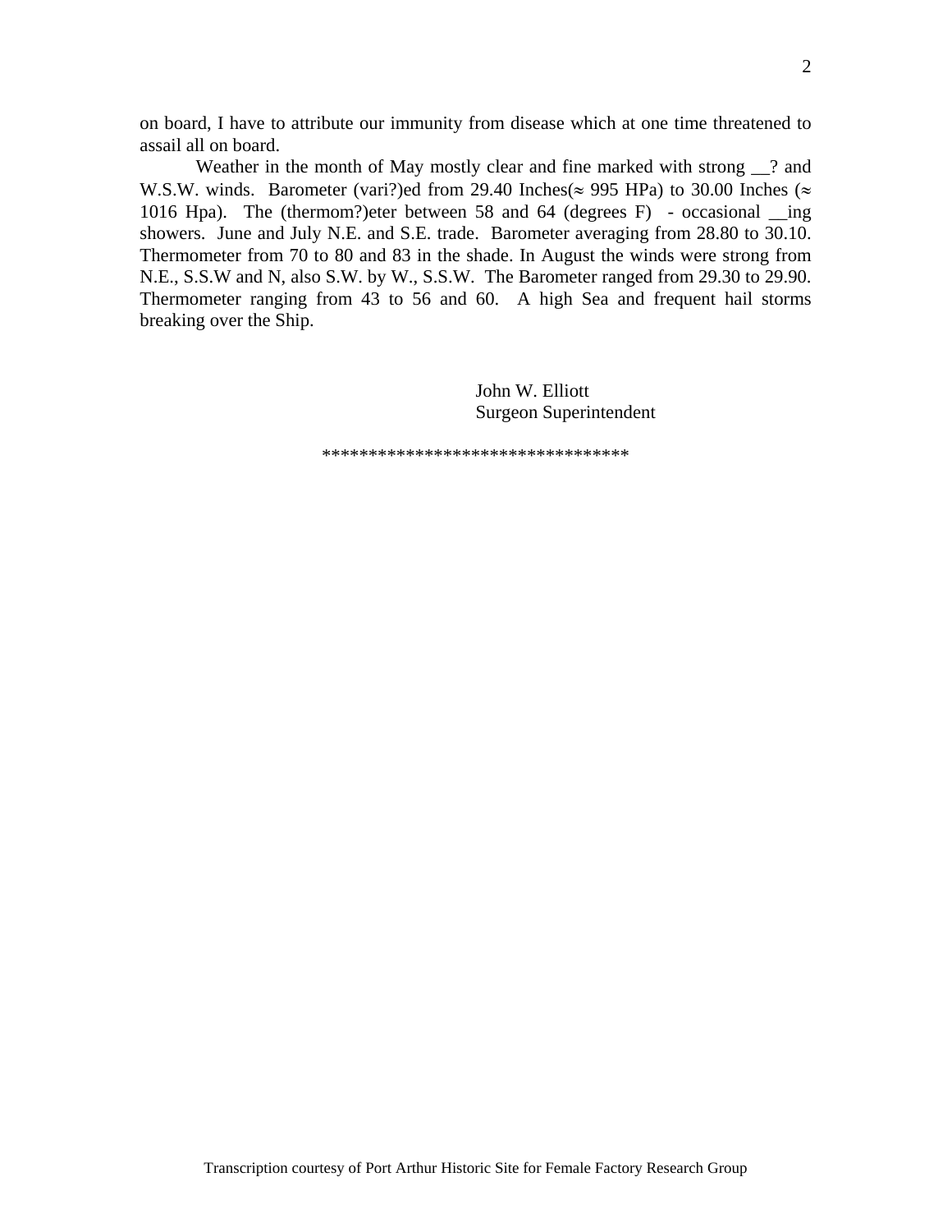on board, I have to attribute our immunity from disease which at one time threatened to assail all on board.

Weather in the month of May mostly clear and fine marked with strong __? and W.S.W. winds. Barometer (vari?)ed from 29.40 Inches(≈ 995 HPa) to 30.00 Inches (≈ 1016 Hpa). The (thermom?)eter between 58 and 64 (degrees F) - occasional __ing showers. June and July N.E. and S.E. trade. Barometer averaging from 28.80 to 30.10. Thermometer from 70 to 80 and 83 in the shade. In August the winds were strong from N.E., S.S.W and N, also S.W. by W., S.S.W. The Barometer ranged from 29.30 to 29.90. Thermometer ranging from 43 to 56 and 60. A high Sea and frequent hail storms breaking over the Ship.

John W. Elliott
Surgeon Superintendent

*********************************

Transcription courtesy of Port Arthur Historic Site for Female Factory Research Group